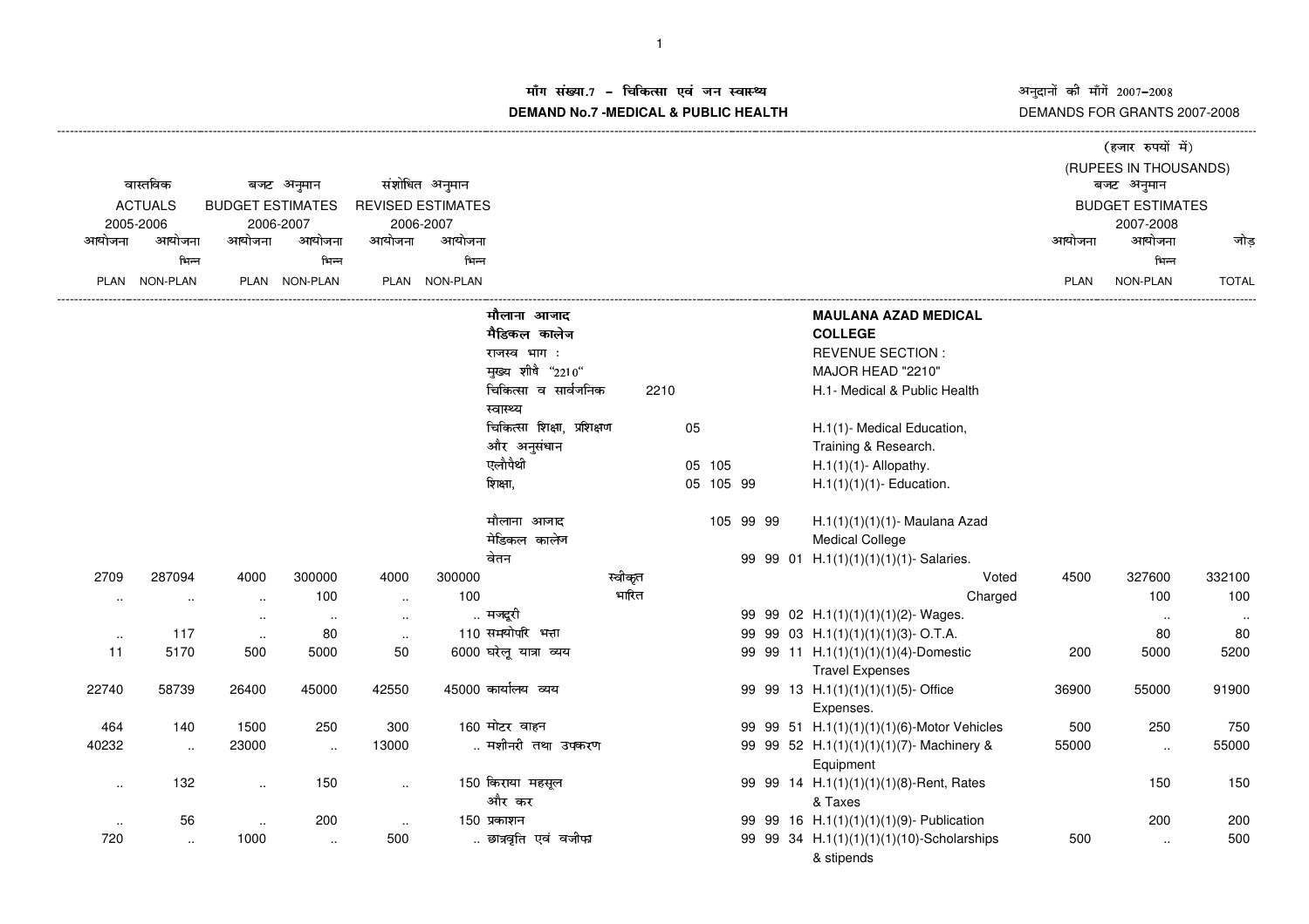# माँग संख्या.7 – चिकित्सा एवं जन स्वास्थ्य

# DEMAND No.7 -MEDICAL & PUBLIC HEALTH

अनुदानों की माँगें 2007–2008

DEMANDS FOR GRANTS 2007-2008

(हजार रुपयों में)

(RUPEES IN THOUSANDS)

| वास्तविक ACTUALS 2005-2006 | | बजट अनुमान BUDGET ESTIMATES 2006-2007 | | संशोधित अनुमान REVISED ESTIMATES 2006-2007 | | | | | बजट अनुमान BUDGET ESTIMATES 2007-2008 | | |
|---|---|---|---|---|---|---|---|---|---|---|---|
| आयोजना PLAN | आयोजना भिन्न NON-PLAN | आयोजना PLAN | आयोजना भिन्न NON-PLAN | आयोजना PLAN | आयोजना भिन्न NON-PLAN | | | | आयोजना PLAN | आयोजना भिन्न NON-PLAN | जोड़ TOTAL |
| | | | | | | मौलाना आजाद मैडिकल कालेज | | **MAULANA AZAD MEDICAL COLLEGE** | | | |
| | | | | | | राजस्व भाग : | | REVENUE SECTION : | | | |
| | | | | | | मुख्य शीर्ष "2210" | | MAJOR HEAD "2210" | | | |
| | | | | | | चिकित्सा व सार्वजनिक स्वास्थ्य | 2210 | H.1- Medical & Public Health | | | |
| | | | | | | चिकित्सा शिक्षा, प्रशिक्षण और अनुसंधान | 05 | H.1(1)- Medical Education, Training & Research. | | | |
| | | | | | | एलौपैथी | 05 105 | H.1(1)(1)- Allopathy. | | | |
| | | | | | | शिक्षा, | 05 105 99 | H.1(1)(1)(1)- Education. | | | |
| | | | | | | मौलाना आजाद मेडिकल कालेज | 105 99 99 | H.1(1)(1)(1)(1)- Maulana Azad Medical College | | | |
| | | | | | | वेतन | 99 99 01 | H.1(1)(1)(1)(1)(1)- Salaries. | | | |
| 2709 | 287094 | 4000 | 300000 | 4000 | 300000 | स्वीकृत | | Voted | 4500 | 327600 | 332100 |
| .. | .. | .. | 100 | .. | 100 | भारित | | Charged | | 100 | 100 |
| | | .. | .. | .. | .. | मजदूरी | 99 99 02 | H.1(1)(1)(1)(1)(2)- Wages. | | .. | .. |
| .. | 117 | .. | 80 | .. | 110 | समयोपरि भत्ता | 99 99 03 | H.1(1)(1)(1)(1)(3)- O.T.A. | | 80 | 80 |
| 11 | 5170 | 500 | 5000 | 50 | 6000 | घरेलू यात्रा व्यय | 99 99 11 | H.1(1)(1)(1)(1)(4)-Domestic Travel Expenses | 200 | 5000 | 5200 |
| 22740 | 58739 | 26400 | 45000 | 42550 | 45000 | कार्यालय व्यय | 99 99 13 | H.1(1)(1)(1)(1)(5)- Office Expenses. | 36900 | 55000 | 91900 |
| 464 | 140 | 1500 | 250 | 300 | 160 | मोटर वाहन | 99 99 51 | H.1(1)(1)(1)(1)(6)-Motor Vehicles | 500 | 250 | 750 |
| 40232 | .. | 23000 | .. | 13000 | .. | मशीनरी तथा उपकरण | 99 99 52 | H.1(1)(1)(1)(1)(7)- Machinery & Equipment | 55000 | .. | 55000 |
| .. | 132 | .. | 150 | .. | 150 | किराया महसूल और कर | 99 99 14 | H.1(1)(1)(1)(1)(8)-Rent, Rates & Taxes | | 150 | 150 |
| .. | 56 | .. | 200 | .. | 150 | प्रकाशन | 99 99 16 | H.1(1)(1)(1)(1)(9)- Publication | | 200 | 200 |
| 720 | .. | 1000 | .. | 500 | .. | छात्रवृति एवं वजीफा | 99 99 34 | H.1(1)(1)(1)(1)(10)-Scholarships & stipends | 500 | .. | 500 |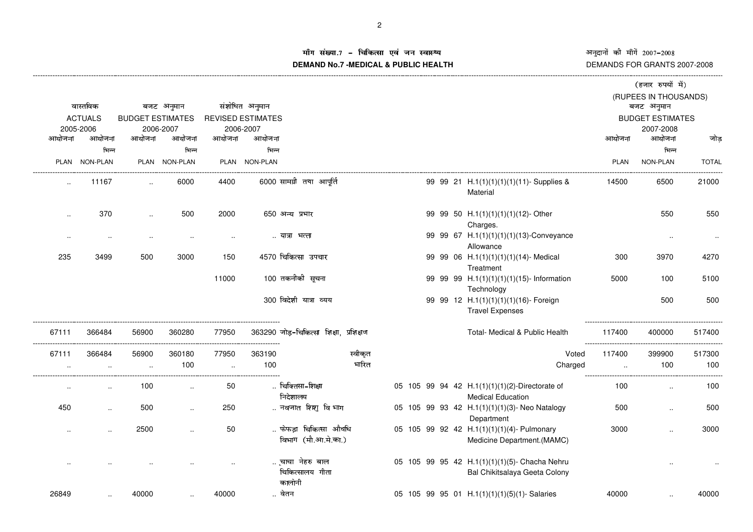## माँग संख्या.7 – चिकित्सा एवं जन स्वास्थ्य

## DEMAND No.7 -MEDICAL & PUBLIC HEALTH

अनुदानों की माँगें 2007–2008
DEMANDS FOR GRANTS 2007-2008

(हजार रुपयों में)
(RUPEES IN THOUSANDS)

| वास्तविक ACTUALS 2005-2006 | | बजट अनुमान BUDGET ESTIMATES 2006-2007 | | संशोधित अनुमान REVISED ESTIMATES 2006-2007 | | | | | बजट अनुमान BUDGET ESTIMATES 2007-2008 | | |
|---|---|---|---|---|---|---|---|---|---|---|---|
| आयोजना PLAN | आयोजना भिन्न NON-PLAN | आयोजना PLAN | आयोजना भिन्न NON-PLAN | आयोजना PLAN | आयोजना भिन्न NON-PLAN | | | | आयोजना PLAN | आयोजना भिन्न NON-PLAN | जोड़ TOTAL |
| .. | 11167 | .. | 6000 | 4400 | 6000 | सामग्री तथा आपूर्ति | 99 99 21 | H.1(1)(1)(1)(1)(11)- Supplies & Material | 14500 | 6500 | 21000 |
| .. | 370 | .. | 500 | 2000 | 650 | अन्य प्रभार | 99 99 50 | H.1(1)(1)(1)(1)(12)- Other Charges. | | 550 | 550 |
| .. | .. | .. | .. | .. | .. | यात्रा भत्ता | 99 99 67 | H.1(1)(1)(1)(1)(13)-Conveyance Allowance | | .. | .. |
| 235 | 3499 | 500 | 3000 | 150 | 4570 | चिकित्सा उपचार | 99 99 06 | H.1(1)(1)(1)(1)(14)- Medical Treatment | 300 | 3970 | 4270 |
| | | | | 11000 | 100 | तकनीकी सूचना | 99 99 99 | H.1(1)(1)(1)(1)(15)- Information Technology | 5000 | 100 | 5100 |
| | | | | | 300 | विदेशी यात्रा व्यय | 99 99 12 | H.1(1)(1)(1)(1)(16)- Foreign Travel Expenses | | 500 | 500 |
| 67111 | 366484 | 56900 | 360280 | 77950 | 363290 | जोड़–चिकित्सा शिक्षा, प्रशिक्षण | | Total- Medical & Public Health | 117400 | 400000 | 517400 |
| 67111 | 366484 | 56900 | 360180 | 77950 | 363190 | स्वीकृत | | Voted | 117400 | 399900 | 517300 |
| .. | .. | .. | 100 | .. | 100 | भारित | | Charged | .. | 100 | 100 |
| .. | .. | 100 | .. | 50 | .. | चिकित्सा–शिक्षा निदेशालय | 05 105 99 94 42 | H.1(1)(1)(1)(2)-Directorate of Medical Education | 100 | .. | 100 |
| 450 | .. | 500 | .. | 250 | .. | नवजात शिशु विभाग | 05 105 99 93 42 | H.1(1)(1)(1)(3)- Neo Natalogy Department | 500 | .. | 500 |
| .. | .. | 2500 | .. | 50 | .. | फेफड़ा चिकित्सा औषधि विभाग (मौ.आ.मे.का.) | 05 105 99 92 42 | H.1(1)(1)(1)(4)- Pulmonary Medicine Department.(MAMC) | 3000 | .. | 3000 |
| .. | .. | .. | .. | .. | .. | चाचा नेहरु बाल चिकित्सालय गीता कालोनी | 05 105 99 95 42 | H.1(1)(1)(1)(5)- Chacha Nehru Bal Chikitsalaya Geeta Colony | | .. | .. |
| 26849 | .. | 40000 | .. | 40000 | .. | वेतन | 05 105 99 95 01 | H.1(1)(1)(1)(5)(1)- Salaries | 40000 | .. | 40000 |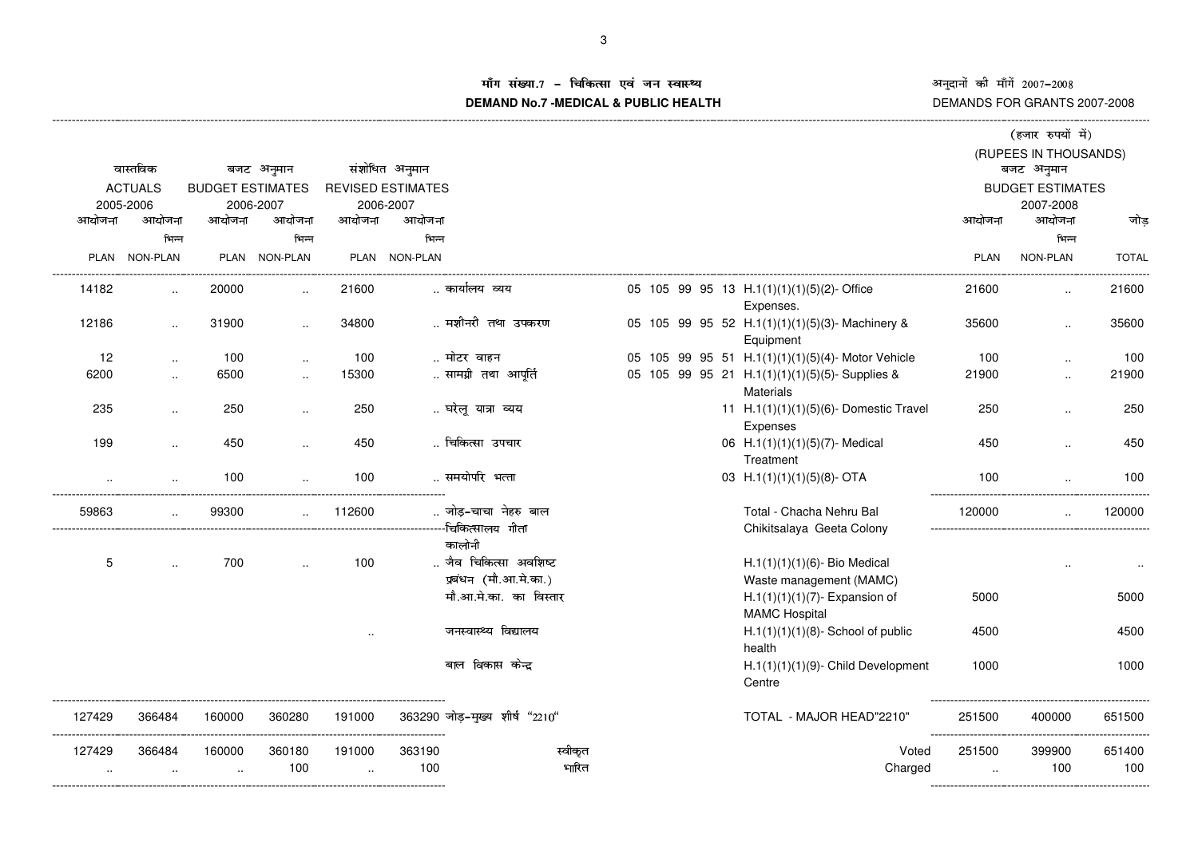# माँग संख्या.7 - चिकित्सा एवं जन स्वास्थ्य

# DEMAND No.7 -MEDICAL & PUBLIC HEALTH

अनुदानों की माँगें 2007-2008

DEMANDS FOR GRANTS 2007-2008

(हजार रुपयों में)
(RUPEES IN THOUSANDS)

| वास्तविक ACTUALS 2005-2006 | | बजट अनुमान BUDGET ESTIMATES 2006-2007 | | संशोधित अनुमान REVISED ESTIMATES 2006-2007 | | | | | बजट अनुमान BUDGET ESTIMATES 2007-2008 | | |
|---|---|---|---|---|---|---|---|---|---|---|---|
| आयोजना PLAN | आयोजना भिन्न NON-PLAN | आयोजना PLAN | आयोजना भिन्न NON-PLAN | आयोजना PLAN | आयोजना भिन्न NON-PLAN | | | | आयोजना PLAN | आयोजना भिन्न NON-PLAN | जोड़ TOTAL |
| 14182 | .. | 20000 | .. | 21600 | .. | कार्यालय व्यय | 05 105 99 95 13 | H.1(1)(1)(1)(5)(2)- Office Expenses. | 21600 | .. | 21600 |
| 12186 | .. | 31900 | .. | 34800 | .. | मशीनरी तथा उपकरण | 05 105 99 95 52 | H.1(1)(1)(1)(5)(3)- Machinery & Equipment | 35600 | .. | 35600 |
| 12 | .. | 100 | .. | 100 | .. | मोटर वाहन | 05 105 99 95 51 | H.1(1)(1)(1)(5)(4)- Motor Vehicle | 100 | .. | 100 |
| 6200 | .. | 6500 | .. | 15300 | .. | सामग्री तथा आपूर्ति | 05 105 99 95 21 | H.1(1)(1)(1)(5)(5)- Supplies & Materials | 21900 | .. | 21900 |
| 235 | .. | 250 | .. | 250 | .. | घरेलू यात्रा व्यय | 11 | H.1(1)(1)(1)(5)(6)- Domestic Travel Expenses | 250 | .. | 250 |
| 199 | .. | 450 | .. | 450 | .. | चिकित्सा उपचार | 06 | H.1(1)(1)(1)(5)(7)- Medical Treatment | 450 | .. | 450 |
| .. | .. | 100 | .. | 100 | .. | समयोपरि भत्ता | 03 | H.1(1)(1)(1)(5)(8)- OTA | 100 | .. | 100 |
| 59863 | .. | 99300 | .. | 112600 | .. | जोड़-चाचा नेहरु बाल चिकित्सालय गीता कालोनी | | Total - Chacha Nehru Bal Chikitsalaya Geeta Colony | 120000 | .. | 120000 |
| 5 | .. | 700 | .. | 100 | .. | जैव चिकित्सा अवशिष्ट प्रबंधन (मौ.आ.मे.का.) | | H.1(1)(1)(1)(6)- Bio Medical Waste management (MAMC) | | .. | .. |
| | | | | | | मौ.आ.मे.का. का विस्तार | | H.1(1)(1)(1)(7)- Expansion of MAMC Hospital | 5000 | | 5000 |
| | | | | .. | | जनस्वास्थ्य विद्यालय | | H.1(1)(1)(1)(8)- School of public health | 4500 | | 4500 |
| | | | | | | बाल विकास केन्द्र | | H.1(1)(1)(1)(9)- Child Development Centre | 1000 | | 1000 |
| 127429 | 366484 | 160000 | 360280 | 191000 | 363290 | जोड़-मुख्य शीर्ष "2210" | | TOTAL - MAJOR HEAD"2210" | 251500 | 400000 | 651500 |
| 127429 | 366484 | 160000 | 360180 | 191000 | 363190 | स्वीकृत | | Voted | 251500 | 399900 | 651400 |
| .. | .. | .. | 100 | .. | 100 | भारित | | Charged | .. | 100 | 100 |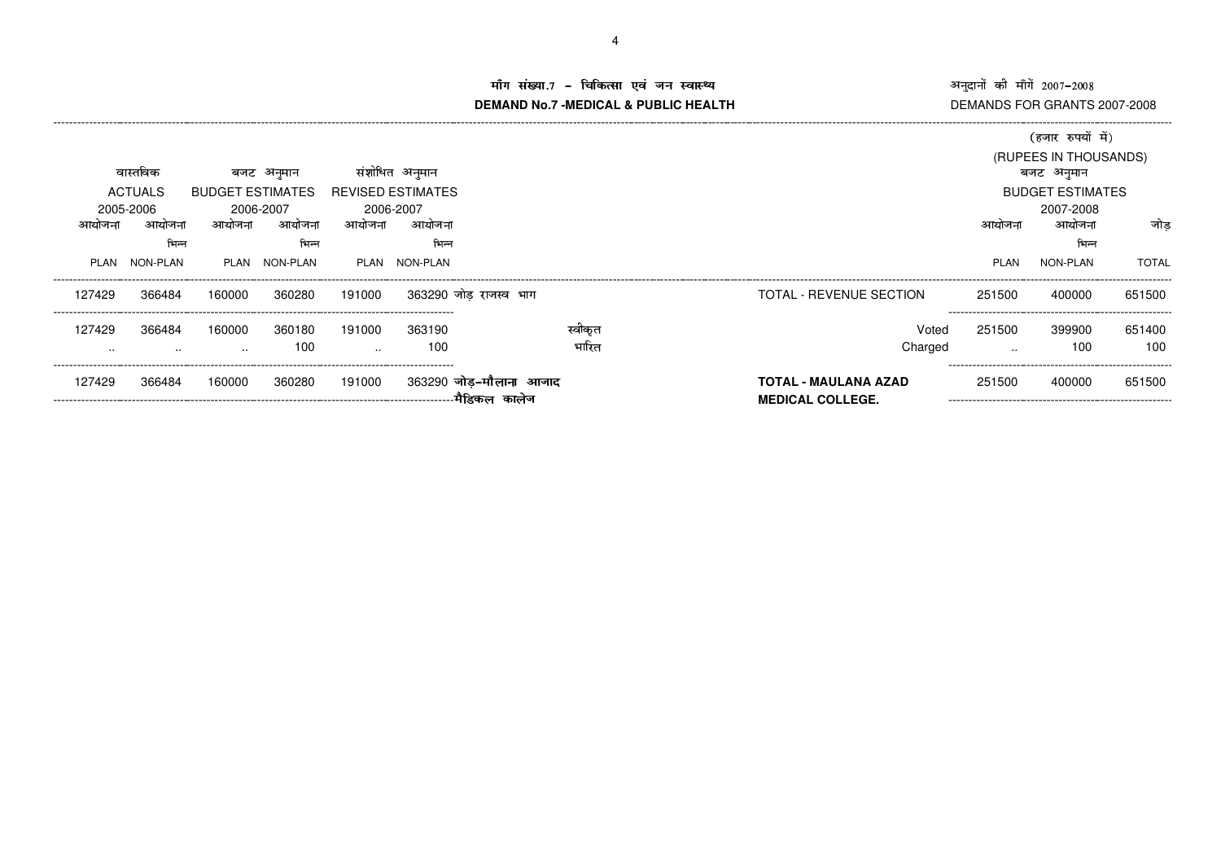# माँग संख्या.7 – चिकित्सा एवं जन स्वास्थ्य

## DEMAND No.7 -MEDICAL & PUBLIC HEALTH

अनुदानों की माँगें 2007–2008

DEMANDS FOR GRANTS 2007-2008

(हजार रुपयों में)

(RUPEES IN THOUSANDS)

| वास्तविक ACTUALS 2005-2006 | | बजट अनुमान BUDGET ESTIMATES 2006-2007 | | संशोधित अनुमान REVISED ESTIMATES 2006-2007 | | | | बजट अनुमान BUDGET ESTIMATES 2007-2008 | | |
|---|---|---|---|---|---|---|---|---|---|---|
| आयोजना PLAN | आयोजना भिन्न NON-PLAN | आयोजना PLAN | आयोजना भिन्न NON-PLAN | आयोजना PLAN | आयोजना भिन्न NON-PLAN | | | आयोजना PLAN | आयोजना भिन्न NON-PLAN | जोड़ TOTAL |
| 127429 | 366484 | 160000 | 360280 | 191000 | 363290 | जोड़ राजस्व भाग | TOTAL - REVENUE SECTION | 251500 | 400000 | 651500 |
| 127429 | 366484 | 160000 | 360180 | 191000 | 363190 | स्वीकृत | Voted | 251500 | 399900 | 651400 |
| .. | .. | .. | 100 | .. | 100 | भारित | Charged | .. | 100 | 100 |
| 127429 | 366484 | 160000 | 360280 | 191000 | 363290 | **जोड़–मौलाना आजाद मैडिकल कालेज** | **TOTAL - MAULANA AZAD MEDICAL COLLEGE.** | 251500 | 400000 | 651500 |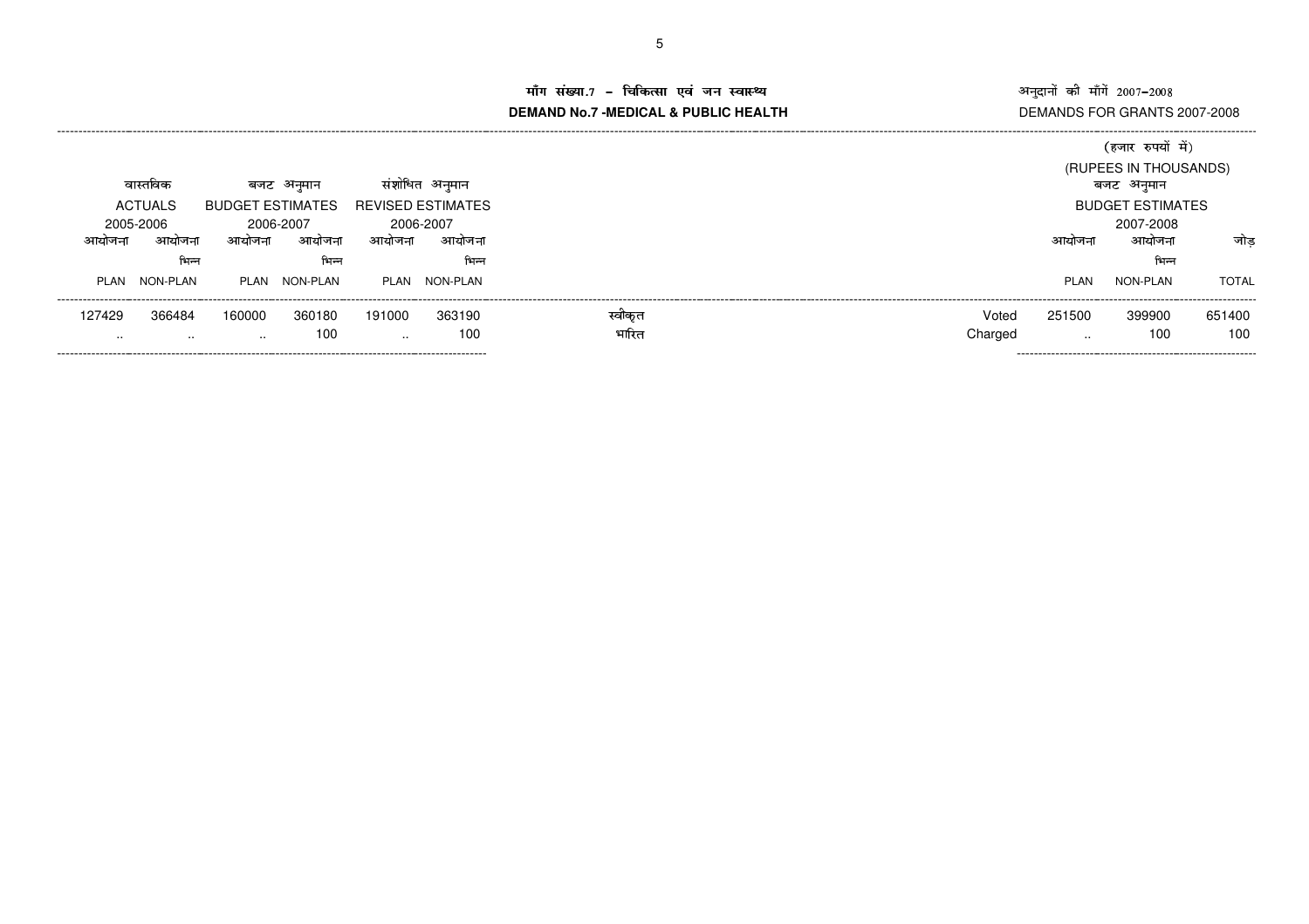# माँग संख्या.7 – चिकित्सा एवं जन स्वास्थ्य
# DEMAND No.7 -MEDICAL & PUBLIC HEALTH

अनुदानों की माँगें 2007–2008
DEMANDS FOR GRANTS 2007-2008

(हजार रुपयों में)
(RUPEES IN THOUSANDS)

| वास्तविक ACTUALS 2005-2006 | | बजट अनुमान BUDGET ESTIMATES 2006-2007 | | संशोधित अनुमान REVISED ESTIMATES 2006-2007 | | | | बजट अनुमान BUDGET ESTIMATES 2007-2008 | | |
|---|---|---|---|---|---|---|---|---|---|---|
| आयोजना PLAN | आयोजना भिन्न NON-PLAN | आयोजना PLAN | आयोजना भिन्न NON-PLAN | आयोजना PLAN | आयोजना भिन्न NON-PLAN | | | आयोजना PLAN | आयोजना भिन्न NON-PLAN | जोड़ TOTAL |
| 127429 | 366484 | 160000 | 360180 | 191000 | 363190 | स्वीकृत | Voted | 251500 | 399900 | 651400 |
| .. | .. | .. | 100 | .. | 100 | भारित | Charged | .. | 100 | 100 |